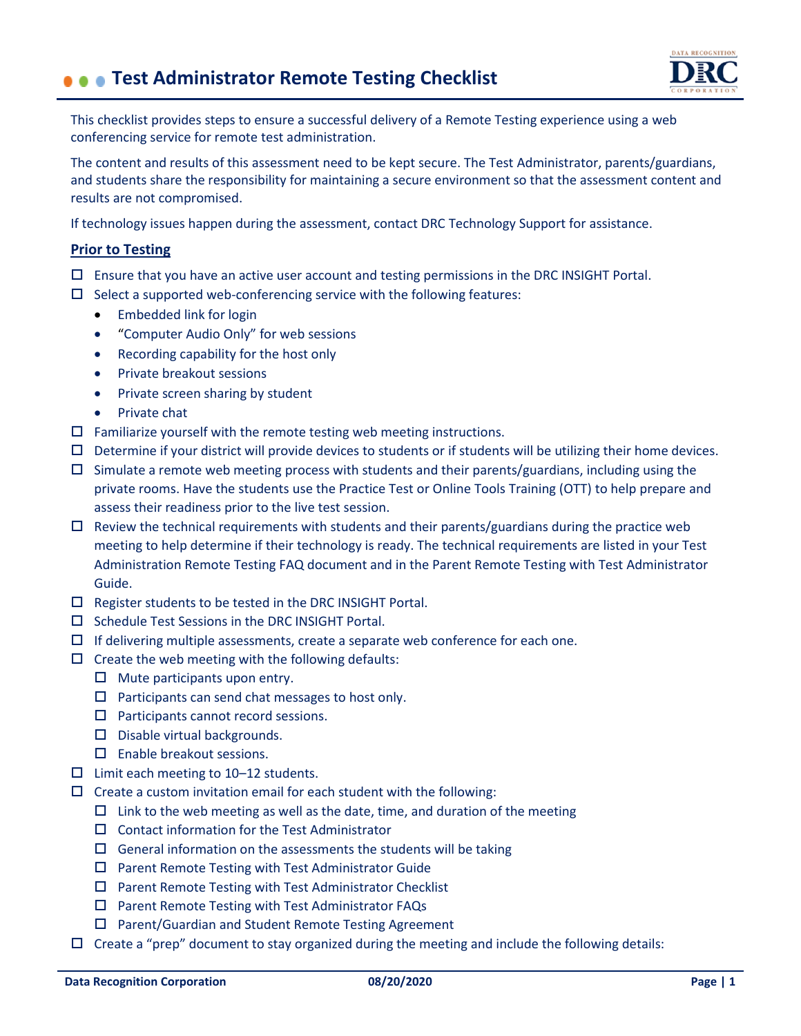# Test Administrator Remote Testing Checklist

This checklist provides steps to ensure a successful delivery of a Remote Testing experience using a web conferencing service for remote test administration.

The content and results of this assessment need to be kept secure. The Test Administrator, parents/guardians, and students share the responsibility for maintaining a secure environment so that the assessment content and results are not compromised.

If technology issues happen during the assessment, contact DRC Technology Support for assistance.

## Prior to Testing

- ☐ Ensure that you have an active user account and testing permissions in the DRC INSIGHT Portal.
- ☐ Select a supported web-conferencing service with the following features:
  - Embedded link for login
  - "Computer Audio Only" for web sessions
  - Recording capability for the host only
  - Private breakout sessions
  - Private screen sharing by student
  - Private chat
- ☐ Familiarize yourself with the remote testing web meeting instructions.
- ☐ Determine if your district will provide devices to students or if students will be utilizing their home devices.
- ☐ Simulate a remote web meeting process with students and their parents/guardians, including using the private rooms. Have the students use the Practice Test or Online Tools Training (OTT) to help prepare and assess their readiness prior to the live test session.
- ☐ Review the technical requirements with students and their parents/guardians during the practice web meeting to help determine if their technology is ready. The technical requirements are listed in your Test Administration Remote Testing FAQ document and in the Parent Remote Testing with Test Administrator Guide.
- ☐ Register students to be tested in the DRC INSIGHT Portal.
- ☐ Schedule Test Sessions in the DRC INSIGHT Portal.
- ☐ If delivering multiple assessments, create a separate web conference for each one.
- ☐ Create the web meeting with the following defaults:
  - ☐ Mute participants upon entry.
  - ☐ Participants can send chat messages to host only.
  - ☐ Participants cannot record sessions.
  - ☐ Disable virtual backgrounds.
  - ☐ Enable breakout sessions.
- ☐ Limit each meeting to 10–12 students.
- ☐ Create a custom invitation email for each student with the following:
  - ☐ Link to the web meeting as well as the date, time, and duration of the meeting
  - ☐ Contact information for the Test Administrator
  - ☐ General information on the assessments the students will be taking
  - ☐ Parent Remote Testing with Test Administrator Guide
  - ☐ Parent Remote Testing with Test Administrator Checklist
  - ☐ Parent Remote Testing with Test Administrator FAQs
  - ☐ Parent/Guardian and Student Remote Testing Agreement
- ☐ Create a "prep" document to stay organized during the meeting and include the following details: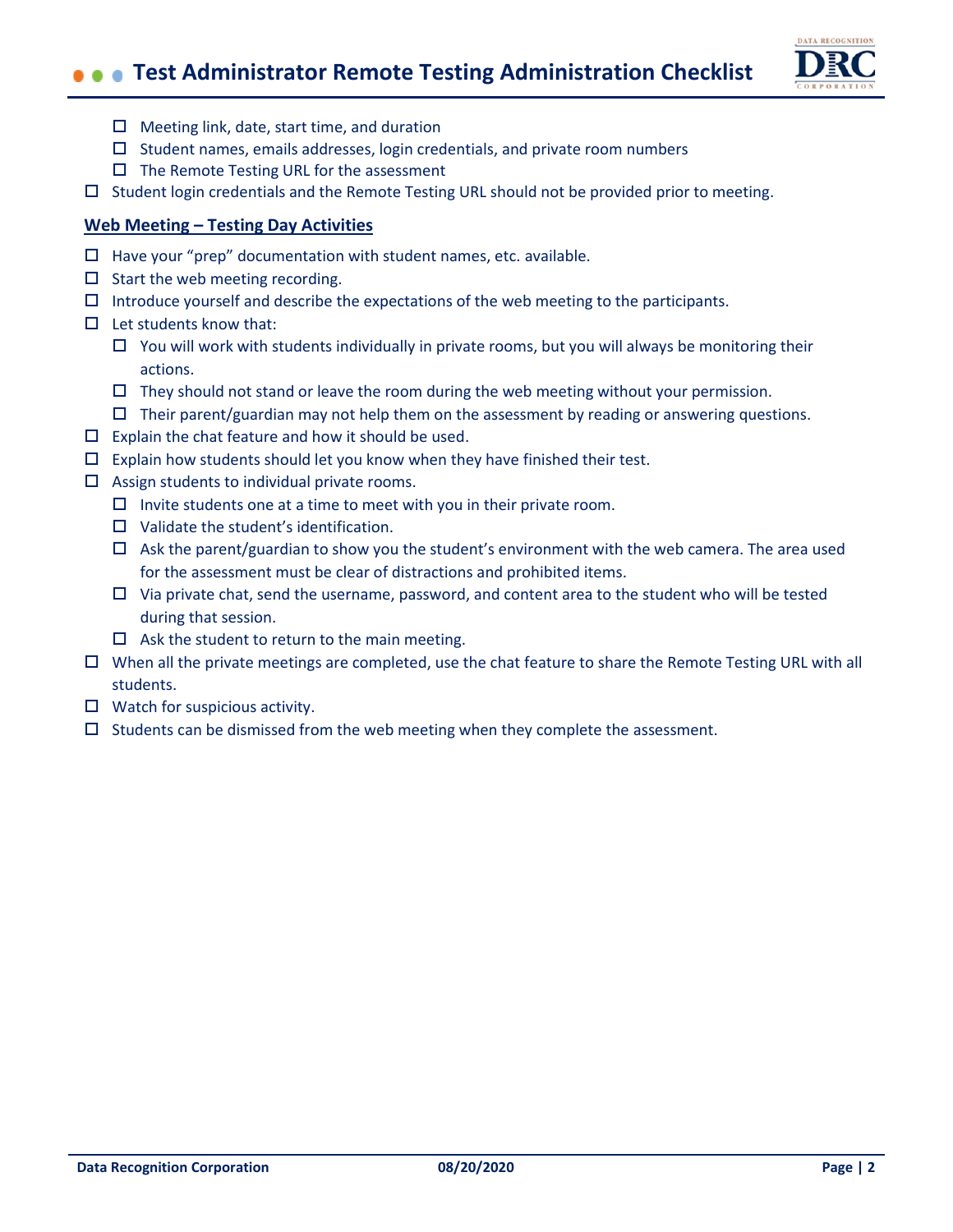- ☐ Meeting link, date, start time, and duration
    - ☐ Student names, emails addresses, login credentials, and private room numbers
    - ☐ The Remote Testing URL for the assessment
- ☐ Student login credentials and the Remote Testing URL should not be provided prior to meeting.

## Web Meeting – Testing Day Activities

- ☐ Have your "prep" documentation with student names, etc. available.
- ☐ Start the web meeting recording.
- ☐ Introduce yourself and describe the expectations of the web meeting to the participants.
- ☐ Let students know that:
    - ☐ You will work with students individually in private rooms, but you will always be monitoring their actions.
    - ☐ They should not stand or leave the room during the web meeting without your permission.
    - ☐ Their parent/guardian may not help them on the assessment by reading or answering questions.
- ☐ Explain the chat feature and how it should be used.
- ☐ Explain how students should let you know when they have finished their test.
- ☐ Assign students to individual private rooms.
    - ☐ Invite students one at a time to meet with you in their private room.
    - ☐ Validate the student's identification.
    - ☐ Ask the parent/guardian to show you the student's environment with the web camera. The area used for the assessment must be clear of distractions and prohibited items.
    - ☐ Via private chat, send the username, password, and content area to the student who will be tested during that session.
    - ☐ Ask the student to return to the main meeting.
- ☐ When all the private meetings are completed, use the chat feature to share the Remote Testing URL with all students.
- ☐ Watch for suspicious activity.
- ☐ Students can be dismissed from the web meeting when they complete the assessment.